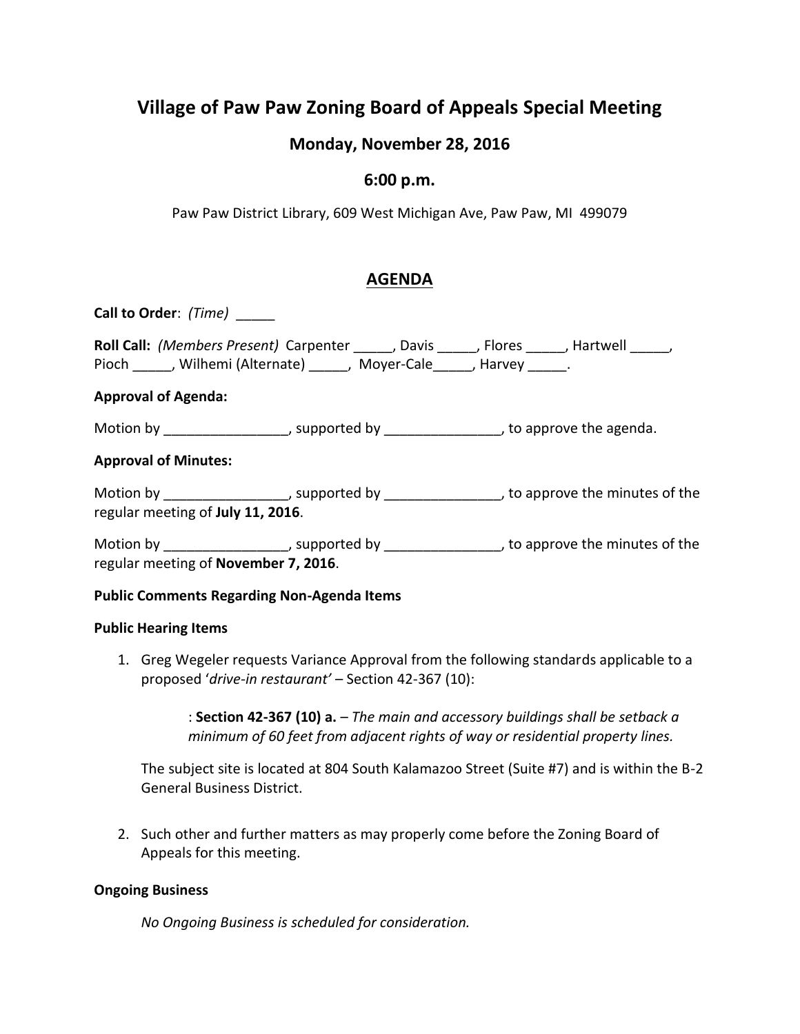# Village of Paw Paw Zoning Board of Appeals Special Meeting

### Monday, November 28, 2016

### 6:00 p.m.

Paw Paw District Library, 609 West Michigan Ave, Paw Paw, MI 499079

## AGENDA

**Call to Order**: *(Time)* _____

**Roll Call:** *(Members Present)* Carpenter _____, Davis _____, Flores _____, Hartwell _____, Pioch _____, Wilhemi (Alternate) _____, Moyer-Cale_____, Harvey _____.

**Approval of Agenda:**

Motion by ________________, supported by _______________, to approve the agenda.

**Approval of Minutes:**

Motion by ________________, supported by _______________, to approve the minutes of the regular meeting of **July 11, 2016**.

Motion by ________________, supported by _______________, to approve the minutes of the regular meeting of **November 7, 2016**.

**Public Comments Regarding Non-Agenda Items**

**Public Hearing Items**

1. Greg Wegeler requests Variance Approval from the following standards applicable to a proposed '*drive-in restaurant'* – Section 42-367 (10):

   : **Section 42-367 (10) a.** – *The main and accessory buildings shall be setback a minimum of 60 feet from adjacent rights of way or residential property lines.*

   The subject site is located at 804 South Kalamazoo Street (Suite #7) and is within the B-2 General Business District.

2. Such other and further matters as may properly come before the Zoning Board of Appeals for this meeting.

**Ongoing Business**

*No Ongoing Business is scheduled for consideration.*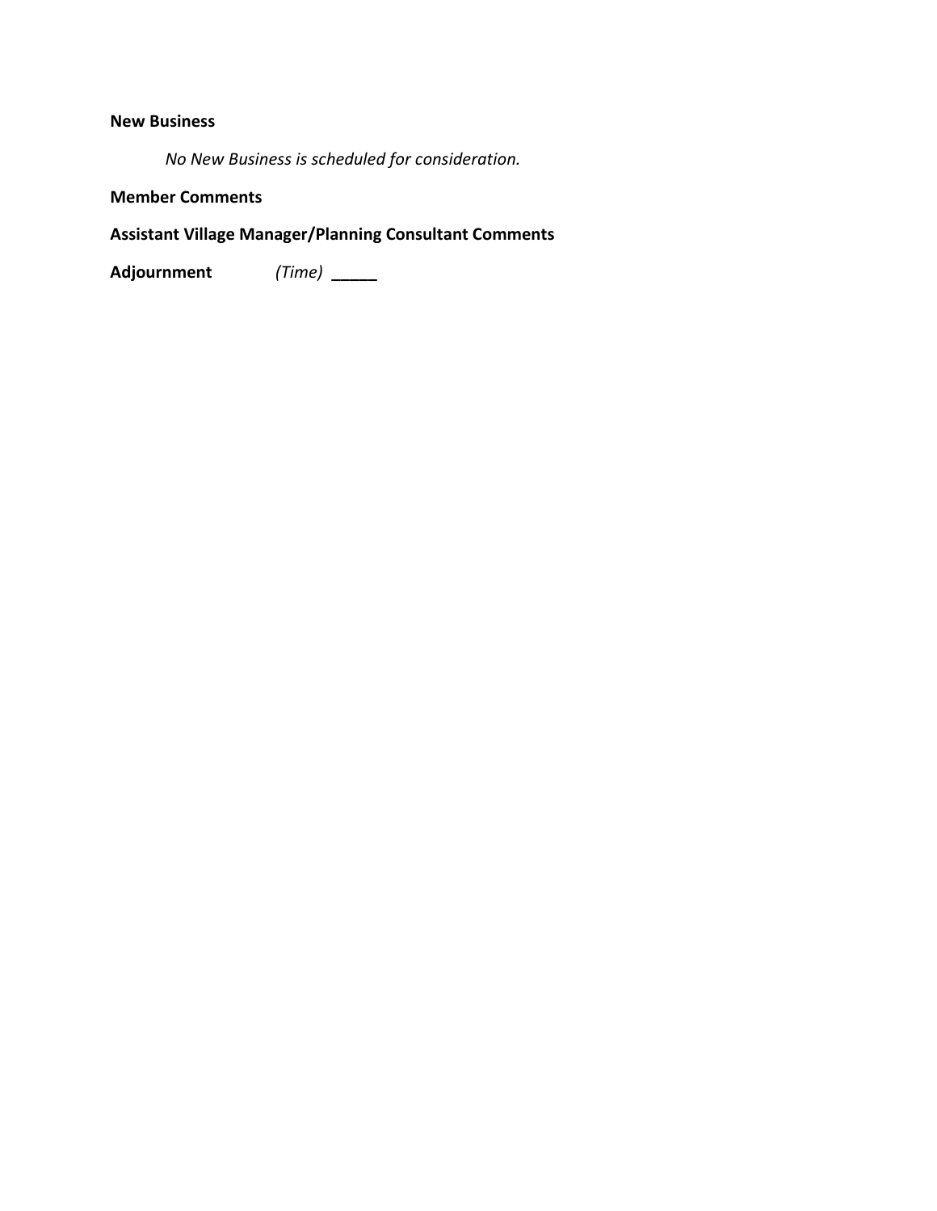**New Business**

*No New Business is scheduled for consideration.*

**Member Comments**

**Assistant Village Manager/Planning Consultant Comments**

**Adjournment** *(Time)* **_____**